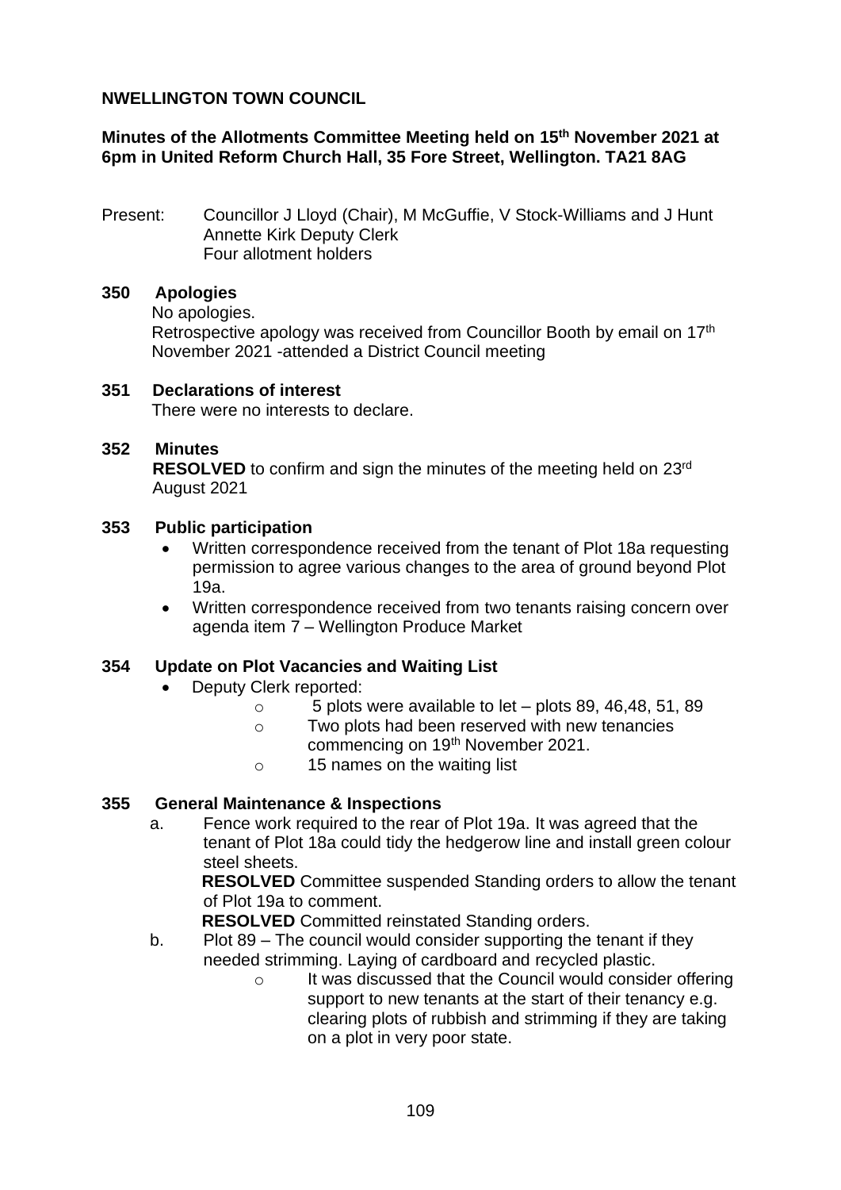**NWELLINGTON TOWN COUNCIL**

**Minutes of the Allotments Committee Meeting held on 15th November 2021 at 6pm in United Reform Church Hall, 35 Fore Street, Wellington. TA21 8AG**

Present: Councillor J Lloyd (Chair), M McGuffie, V Stock-Williams and J Hunt
Annette Kirk Deputy Clerk
Four allotment holders

**350 Apologies**

No apologies.
Retrospective apology was received from Councillor Booth by email on 17th November 2021 -attended a District Council meeting

**351 Declarations of interest**

There were no interests to declare.

**352 Minutes**

**RESOLVED** to confirm and sign the minutes of the meeting held on 23rd August 2021

**353 Public participation**

- Written correspondence received from the tenant of Plot 18a requesting permission to agree various changes to the area of ground beyond Plot 19a.
- Written correspondence received from two tenants raising concern over agenda item 7 – Wellington Produce Market

**354 Update on Plot Vacancies and Waiting List**

- Deputy Clerk reported:
  - 5 plots were available to let – plots 89, 46,48, 51, 89
  - Two plots had been reserved with new tenancies commencing on 19th November 2021.
  - 15 names on the waiting list

**355 General Maintenance & Inspections**

a. Fence work required to the rear of Plot 19a. It was agreed that the tenant of Plot 18a could tidy the hedgerow line and install green colour steel sheets.
   **RESOLVED** Committee suspended Standing orders to allow the tenant of Plot 19a to comment.
   **RESOLVED** Committed reinstated Standing orders.

b. Plot 89 – The council would consider supporting the tenant if they needed strimming. Laying of cardboard and recycled plastic.
   - It was discussed that the Council would consider offering support to new tenants at the start of their tenancy e.g. clearing plots of rubbish and strimming if they are taking on a plot in very poor state.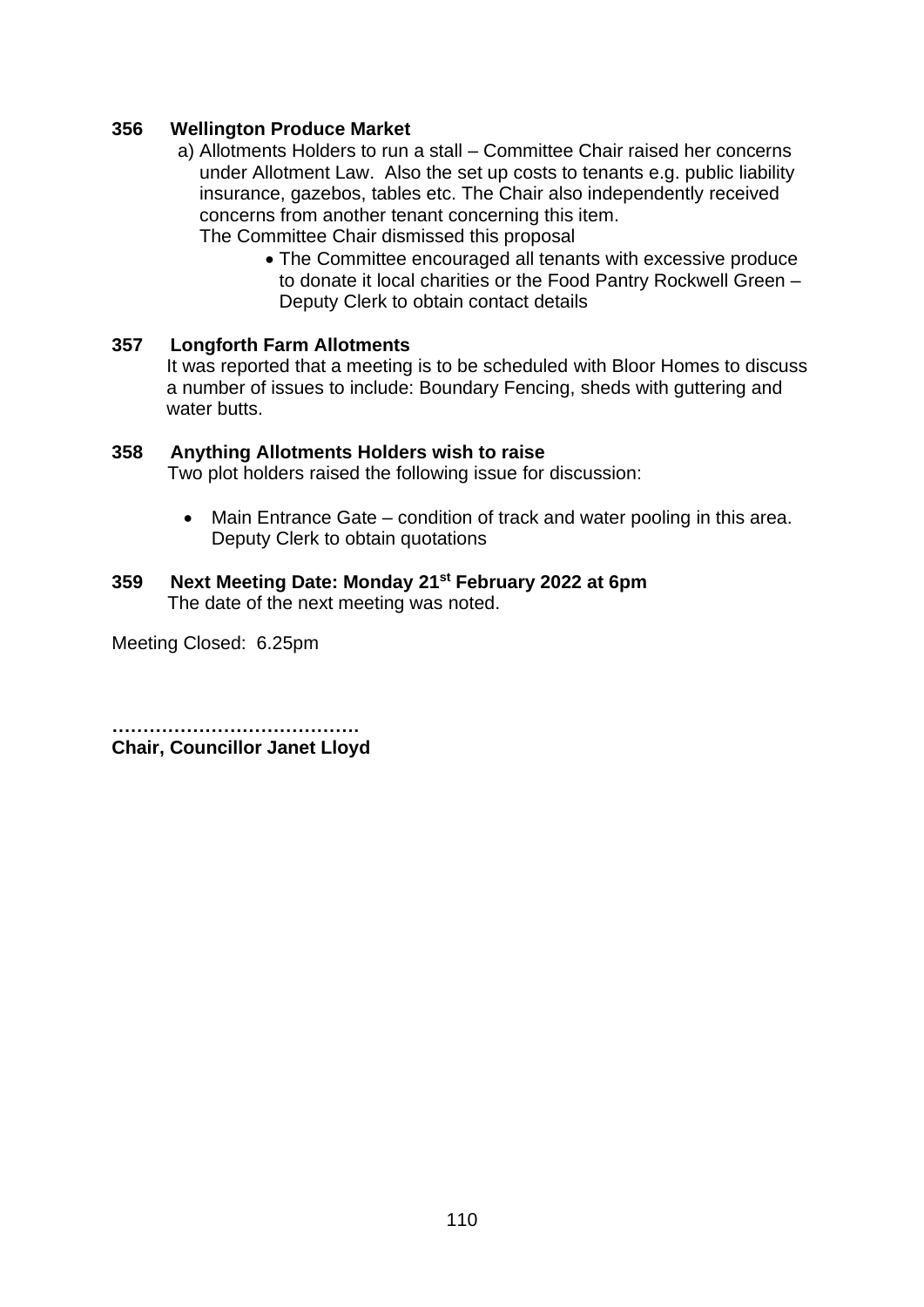**356 Wellington Produce Market**

a) Allotments Holders to run a stall – Committee Chair raised her concerns under Allotment Law. Also the set up costs to tenants e.g. public liability insurance, gazebos, tables etc. The Chair also independently received concerns from another tenant concerning this item.
The Committee Chair dismissed this proposal

- The Committee encouraged all tenants with excessive produce to donate it local charities or the Food Pantry Rockwell Green – Deputy Clerk to obtain contact details

**357 Longforth Farm Allotments**

It was reported that a meeting is to be scheduled with Bloor Homes to discuss a number of issues to include: Boundary Fencing, sheds with guttering and water butts.

**358 Anything Allotments Holders wish to raise**

Two plot holders raised the following issue for discussion:

- Main Entrance Gate – condition of track and water pooling in this area. Deputy Clerk to obtain quotations

**359 Next Meeting Date: Monday 21st February 2022 at 6pm**

The date of the next meeting was noted.

Meeting Closed: 6.25pm

**…………………………………**
**Chair, Councillor Janet Lloyd**